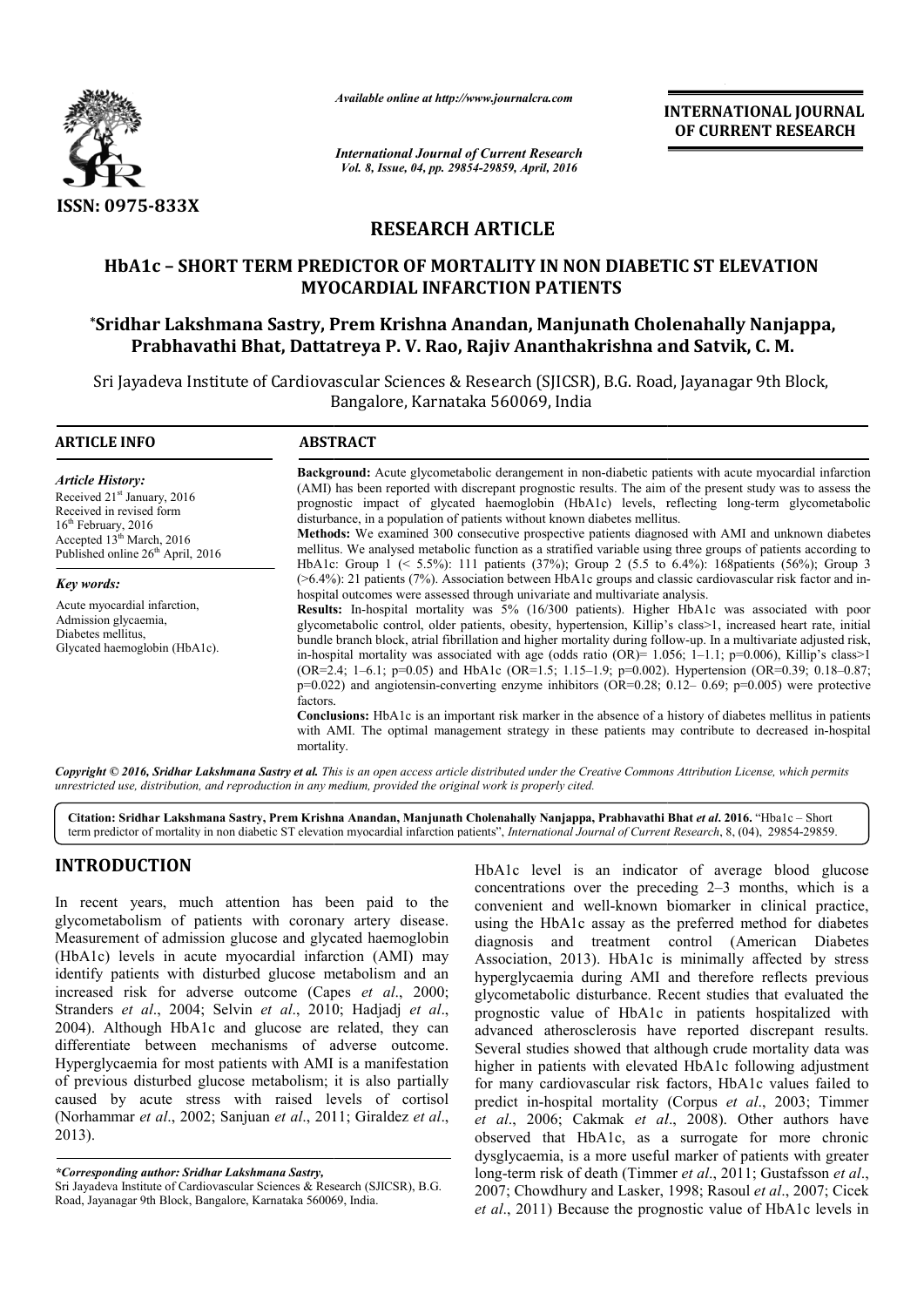ISSN: 0975-833X

*Available online at http://www.journalcra.com*

*International Journal of Current Research*
*Vol. 8, Issue, 04, pp. 29854-29859, April, 2016*

**INTERNATIONAL JOURNAL OF CURRENT RESEARCH**

## RESEARCH ARTICLE

# HbA1c – SHORT TERM PREDICTOR OF MORTALITY IN NON DIABETIC ST ELEVATION MYOCARDIAL INFARCTION PATIENTS

**\*Sridhar Lakshmana Sastry, Prem Krishna Anandan, Manjunath Cholenahally Nanjappa, Prabhavathi Bhat, Dattatreya P. V. Rao, Rajiv Ananthakrishna and Satvik, C. M.**

Sri Jayadeva Institute of Cardiovascular Sciences & Research (SJICSR), B.G. Road, Jayanagar 9th Block, Bangalore, Karnataka 560069, India

**ARTICLE INFO**

*Article History:*
Received 21st January, 2016
Received in revised form
16th February, 2016
Accepted 13th March, 2016
Published online 26th April, 2016

*Key words:*
Acute myocardial infarction,
Admission glycaemia,
Diabetes mellitus,
Glycated haemoglobin (HbA1c).

**ABSTRACT**

**Background:** Acute glycometabolic derangement in non-diabetic patients with acute myocardial infarction (AMI) has been reported with discrepant prognostic results. The aim of the present study was to assess the prognostic impact of glycated haemoglobin (HbA1c) levels, reflecting long-term glycometabolic disturbance, in a population of patients without known diabetes mellitus.

**Methods:** We examined 300 consecutive prospective patients diagnosed with AMI and unknown diabetes mellitus. We analysed metabolic function as a stratified variable using three groups of patients according to HbA1c: Group 1 (< 5.5%): 111 patients (37%); Group 2 (5.5 to 6.4%): 168patients (56%); Group 3 (>6.4%): 21 patients (7%). Association between HbA1c groups and classic cardiovascular risk factor and in-hospital outcomes were assessed through univariate and multivariate analysis.

**Results:** In-hospital mortality was 5% (16/300 patients). Higher HbA1c was associated with poor glycometabolic control, older patients, obesity, hypertension, Killip's class>1, increased heart rate, initial bundle branch block, atrial fibrillation and higher mortality during follow-up. In a multivariate adjusted risk, in-hospital mortality was associated with age (odds ratio (OR)= 1.056; 1–1.1; p=0.006), Killip's class>1 (OR=2.4; 1–6.1; p=0.05) and HbA1c (OR=1.5; 1.15–1.9; p=0.002). Hypertension (OR=0.39; 0.18–0.87; p=0.022) and angiotensin-converting enzyme inhibitors (OR=0.28; 0.12– 0.69; p=0.005) were protective factors.

**Conclusions:** HbA1c is an important risk marker in the absence of a history of diabetes mellitus in patients with AMI. The optimal management strategy in these patients may contribute to decreased in-hospital mortality.

***Copyright © 2016, Sridhar Lakshmana Sastry et al.*** *This is an open access article distributed under the Creative Commons Attribution License, which permits unrestricted use, distribution, and reproduction in any medium, provided the original work is properly cited.*

**Citation: Sridhar Lakshmana Sastry, Prem Krishna Anandan, Manjunath Cholenahally Nanjappa, Prabhavathi Bhat *et al*. 2016.** "Hba1c – Short term predictor of mortality in non diabetic ST elevation myocardial infarction patients", *International Journal of Current Research*, 8, (04), 29854-29859.

## INTRODUCTION

In recent years, much attention has been paid to the glycometabolism of patients with coronary artery disease. Measurement of admission glucose and glycated haemoglobin (HbA1c) levels in acute myocardial infarction (AMI) may identify patients with disturbed glucose metabolism and an increased risk for adverse outcome (Capes *et al*., 2000; Stranders *et al*., 2004; Selvin *et al*., 2010; Hadjadj *et al*., 2004). Although HbA1c and glucose are related, they can differentiate between mechanisms of adverse outcome. Hyperglycaemia for most patients with AMI is a manifestation of previous disturbed glucose metabolism; it is also partially caused by acute stress with raised levels of cortisol (Norhammar *et al*., 2002; Sanjuan *et al*., 2011; Giraldez *et al*., 2013).

HbA1c level is an indicator of average blood glucose concentrations over the preceding 2–3 months, which is a convenient and well-known biomarker in clinical practice, using the HbA1c assay as the preferred method for diabetes diagnosis and treatment control (American Diabetes Association, 2013). HbA1c is minimally affected by stress hyperglycaemia during AMI and therefore reflects previous glycometabolic disturbance. Recent studies that evaluated the prognostic value of HbA1c in patients hospitalized with advanced atherosclerosis have reported discrepant results. Several studies showed that although crude mortality data was higher in patients with elevated HbA1c following adjustment for many cardiovascular risk factors, HbA1c values failed to predict in-hospital mortality (Corpus *et al*., 2003; Timmer *et al*., 2006; Cakmak *et al*., 2008). Other authors have observed that HbA1c, as a surrogate for more chronic dysglycaemia, is a more useful marker of patients with greater long-term risk of death (Timmer *et al*., 2011; Gustafsson *et al*., 2007; Chowdhury and Lasker, 1998; Rasoul *et al*., 2007; Cicek *et al*., 2011) Because the prognostic value of HbA1c levels in

*\*Corresponding author: Sridhar Lakshmana Sastry,*
Sri Jayadeva Institute of Cardiovascular Sciences & Research (SJICSR), B.G. Road, Jayanagar 9th Block, Bangalore, Karnataka 560069, India.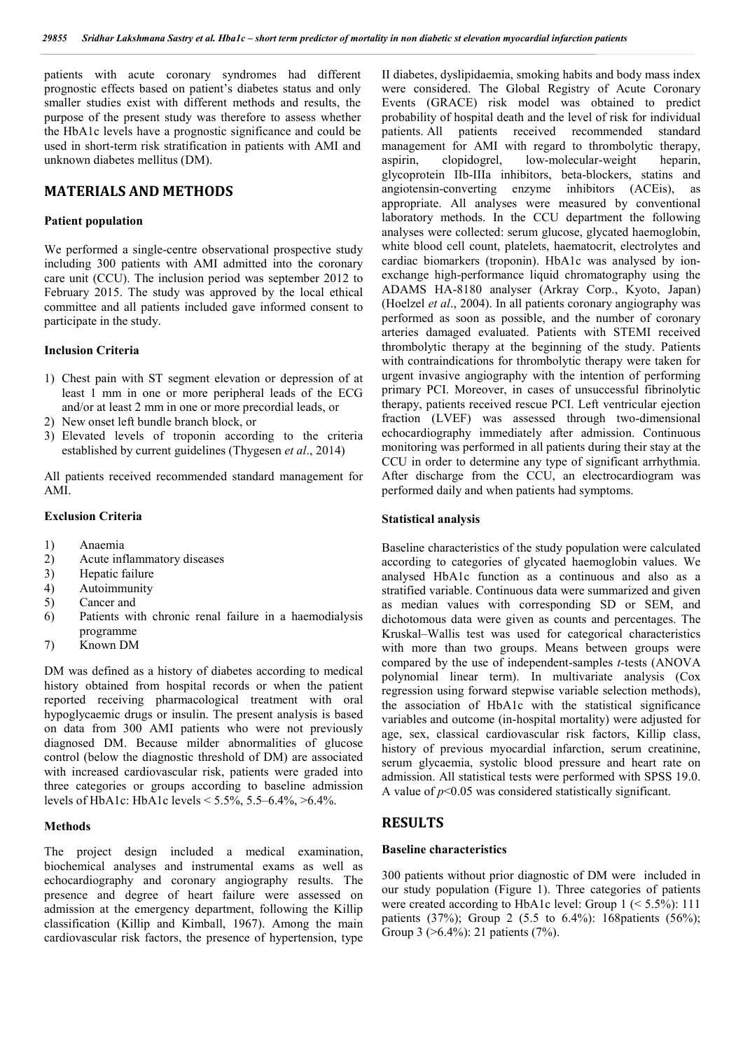patients with acute coronary syndromes had different prognostic effects based on patient's diabetes status and only smaller studies exist with different methods and results, the purpose of the present study was therefore to assess whether the HbA1c levels have a prognostic significance and could be used in short-term risk stratification in patients with AMI and unknown diabetes mellitus (DM).

## MATERIALS AND METHODS

### Patient population

We performed a single-centre observational prospective study including 300 patients with AMI admitted into the coronary care unit (CCU). The inclusion period was september 2012 to February 2015. The study was approved by the local ethical committee and all patients included gave informed consent to participate in the study.

### Inclusion Criteria

1) Chest pain with ST segment elevation or depression of at least 1 mm in one or more peripheral leads of the ECG and/or at least 2 mm in one or more precordial leads, or
2) New onset left bundle branch block, or
3) Elevated levels of troponin according to the criteria established by current guidelines (Thygesen *et al*., 2014)

All patients received recommended standard management for AMI.

### Exclusion Criteria

1) Anaemia
2) Acute inflammatory diseases
3) Hepatic failure
4) Autoimmunity
5) Cancer and
6) Patients with chronic renal failure in a haemodialysis programme
7) Known DM

DM was defined as a history of diabetes according to medical history obtained from hospital records or when the patient reported receiving pharmacological treatment with oral hypoglycaemic drugs or insulin. The present analysis is based on data from 300 AMI patients who were not previously diagnosed DM. Because milder abnormalities of glucose control (below the diagnostic threshold of DM) are associated with increased cardiovascular risk, patients were graded into three categories or groups according to baseline admission levels of HbA1c: HbA1c levels < 5.5%, 5.5–6.4%, >6.4%.

### Methods

The project design included a medical examination, biochemical analyses and instrumental exams as well as echocardiography and coronary angiography results. The presence and degree of heart failure were assessed on admission at the emergency department, following the Killip classification (Killip and Kimball, 1967). Among the main cardiovascular risk factors, the presence of hypertension, type II diabetes, dyslipidaemia, smoking habits and body mass index were considered. The Global Registry of Acute Coronary Events (GRACE) risk model was obtained to predict probability of hospital death and the level of risk for individual patients. All patients received recommended standard management for AMI with regard to thrombolytic therapy, aspirin, clopidogrel, low-molecular-weight heparin, glycoprotein IIb-IIIa inhibitors, beta-blockers, statins and angiotensin-converting enzyme inhibitors (ACEis), as appropriate. All analyses were measured by conventional laboratory methods. In the CCU department the following analyses were collected: serum glucose, glycated haemoglobin, white blood cell count, platelets, haematocrit, electrolytes and cardiac biomarkers (troponin). HbA1c was analysed by ion-exchange high-performance liquid chromatography using the ADAMS HA-8180 analyser (Arkray Corp., Kyoto, Japan) (Hoelzel *et al*., 2004). In all patients coronary angiography was performed as soon as possible, and the number of coronary arteries damaged evaluated. Patients with STEMI received thrombolytic therapy at the beginning of the study. Patients with contraindications for thrombolytic therapy were taken for urgent invasive angiography with the intention of performing primary PCI. Moreover, in cases of unsuccessful fibrinolytic therapy, patients received rescue PCI. Left ventricular ejection fraction (LVEF) was assessed through two-dimensional echocardiography immediately after admission. Continuous monitoring was performed in all patients during their stay at the CCU in order to determine any type of significant arrhythmia. After discharge from the CCU, an electrocardiogram was performed daily and when patients had symptoms.

### Statistical analysis

Baseline characteristics of the study population were calculated according to categories of glycated haemoglobin values. We analysed HbA1c function as a continuous and also as a stratified variable. Continuous data were summarized and given as median values with corresponding SD or SEM, and dichotomous data were given as counts and percentages. The Kruskal–Wallis test was used for categorical characteristics with more than two groups. Means between groups were compared by the use of independent-samples *t*-tests (ANOVA polynomial linear term). In multivariate analysis (Cox regression using forward stepwise variable selection methods), the association of HbA1c with the statistical significance variables and outcome (in-hospital mortality) were adjusted for age, sex, classical cardiovascular risk factors, Killip class, history of previous myocardial infarction, serum creatinine, serum glycaemia, systolic blood pressure and heart rate on admission. All statistical tests were performed with SPSS 19.0. A value of $p<0.05$ was considered statistically significant.

## RESULTS

### Baseline characteristics

300 patients without prior diagnostic of DM were included in our study population (Figure 1). Three categories of patients were created according to HbA1c level: Group 1 (< 5.5%): 111 patients (37%); Group 2 (5.5 to 6.4%): 168patients (56%); Group 3 (>6.4%): 21 patients (7%).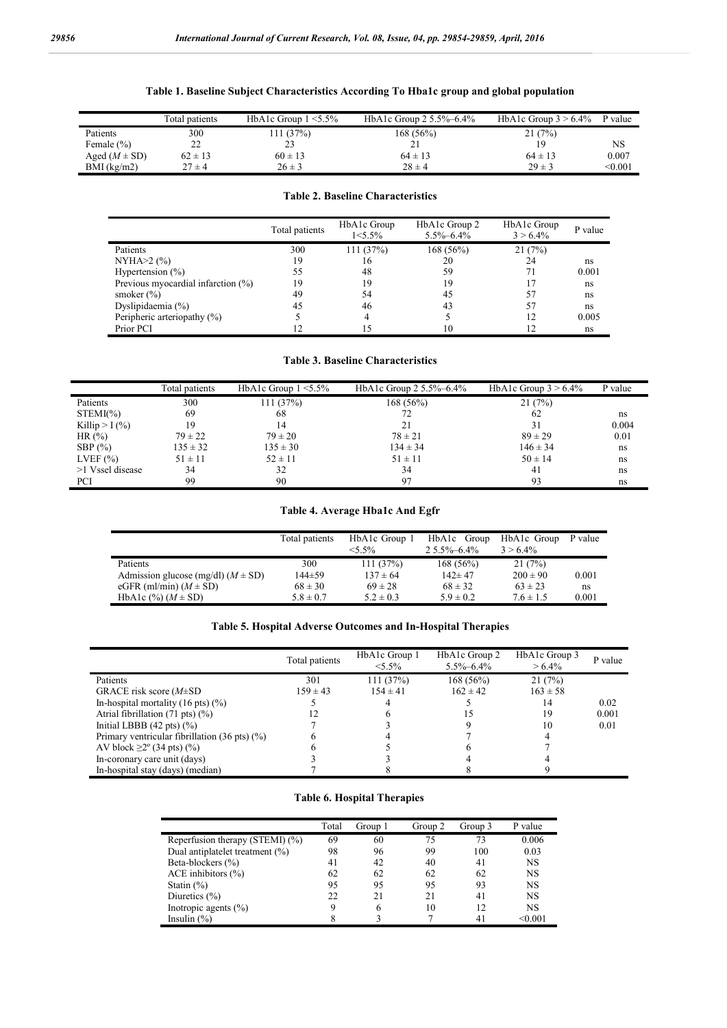**Table 1. Baseline Subject Characteristics According To Hba1c group and global population**

| | Total patients | HbA1c Group 1 <5.5% | HbA1c Group 2 5.5%–6.4% | HbA1c Group 3 > 6.4% | P value |
|---|---|---|---|---|---|
| Patients | 300 | 111 (37%) | 168 (56%) | 21 (7%) | |
| Female (%) | 22 | 23 | 21 | 19 | NS |
| Aged ($M \pm$ SD) | $62 \pm 13$ | $60 \pm 13$ | $64 \pm 13$ | $64 \pm 13$ | 0.007 |
| BMI (kg/m2) | $27 \pm 4$ | $26 \pm 3$ | $28 \pm 4$ | $29 \pm 3$ | <0.001 |

**Table 2. Baseline Characteristics**

| | Total patients | HbA1c Group 1<5.5% | HbA1c Group 2 5.5%–6.4% | HbA1c Group 3 > 6.4% | P value |
|---|---|---|---|---|---|
| Patients | 300 | 111 (37%) | 168 (56%) | 21 (7%) | |
| NYHA>2 (%) | 19 | 16 | 20 | 24 | ns |
| Hypertension (%) | 55 | 48 | 59 | 71 | 0.001 |
| Previous myocardial infarction (%) | 19 | 19 | 19 | 17 | ns |
| smoker (%) | 49 | 54 | 45 | 57 | ns |
| Dyslipidaemia (%) | 45 | 46 | 43 | 57 | ns |
| Peripheric arteriopathy (%) | 5 | 4 | 5 | 12 | 0.005 |
| Prior PCI | 12 | 15 | 10 | 12 | ns |

**Table 3. Baseline Characteristics**

| | Total patients | HbA1c Group 1 <5.5% | HbA1c Group 2 5.5%–6.4% | HbA1c Group 3 > 6.4% | P value |
|---|---|---|---|---|---|
| Patients | 300 | 111 (37%) | 168 (56%) | 21 (7%) | |
| STEMI(%) | 69 | 68 | 72 | 62 | ns |
| Killip > I (%) | 19 | 14 | 21 | 31 | 0.004 |
| HR (%) | $79 \pm 22$ | $79 \pm 20$ | $78 \pm 21$ | $89 \pm 29$ | 0.01 |
| SBP (%) | $135 \pm 32$ | $135 \pm 30$ | $134 \pm 34$ | $146 \pm 34$ | ns |
| LVEF (%) | $51 \pm 11$ | $52 \pm 11$ | $51 \pm 11$ | $50 \pm 14$ | ns |
| >1 Vssel disease | 34 | 32 | 34 | 41 | ns |
| PCI | 99 | 90 | 97 | 93 | ns |

**Table 4. Average Hba1c And Egfr**

| | Total patients | HbA1c Group 1 <5.5% | HbA1c Group 2 5.5%–6.4% | HbA1c Group 3 > 6.4% | P value |
|---|---|---|---|---|---|
| Patients | 300 | 111 (37%) | 168 (56%) | 21 (7%) | |
| Admission glucose (mg/dl) ($M \pm$ SD) | $144 \pm 59$ | $137 \pm 64$ | $142 \pm 47$ | $200 \pm 90$ | 0.001 |
| eGFR (ml/min) ($M \pm$ SD) | $68 \pm 30$ | $69 \pm 28$ | $68 \pm 32$ | $63 \pm 23$ | ns |
| HbA1c (%) ($M \pm$ SD) | $5.8 \pm 0.7$ | $5.2 \pm 0.3$ | $5.9 \pm 0.2$ | $7.6 \pm 1.5$ | 0.001 |

**Table 5. Hospital Adverse Outcomes and In-Hospital Therapies**

| | Total patients | HbA1c Group 1 <5.5% | HbA1c Group 2 5.5%–6.4% | HbA1c Group 3 > 6.4% | P value |
|---|---|---|---|---|---|
| Patients | 301 | 111 (37%) | 168 (56%) | 21 (7%) | |
| GRACE risk score ($M \pm$SD | $159 \pm 43$ | $154 \pm 41$ | $162 \pm 42$ | $163 \pm 58$ | |
| In-hospital mortality (16 pts) (%) | 5 | 4 | 5 | 14 | 0.02 |
| Atrial fibrillation (71 pts) (%) | 12 | 6 | 15 | 19 | 0.001 |
| Initial LBBB (42 pts) (%) | 7 | 3 | 9 | 10 | 0.01 |
| Primary ventricular fibrillation (36 pts) (%) | 6 | 4 | 7 | 4 | |
| AV block ≥2º (34 pts) (%) | 6 | 5 | 6 | 7 | |
| In-coronary care unit (days) | 3 | 3 | 4 | 4 | |
| In-hospital stay (days) (median) | 7 | 8 | 8 | 9 | |

**Table 6. Hospital Therapies**

| | Total | Group 1 | Group 2 | Group 3 | P value |
|---|---|---|---|---|---|
| Reperfusion therapy (STEMI) (%) | 69 | 60 | 75 | 73 | 0.006 |
| Dual antiplatelet treatment (%) | 98 | 96 | 99 | 100 | 0.03 |
| Beta-blockers (%) | 41 | 42 | 40 | 41 | NS |
| ACE inhibitors (%) | 62 | 62 | 62 | 62 | NS |
| Statin (%) | 95 | 95 | 95 | 93 | NS |
| Diuretics (%) | 22 | 21 | 21 | 41 | NS |
| Inotropic agents (%) | 9 | 6 | 10 | 12 | NS |
| Insulin (%) | 8 | 3 | 7 | 41 | <0.001 |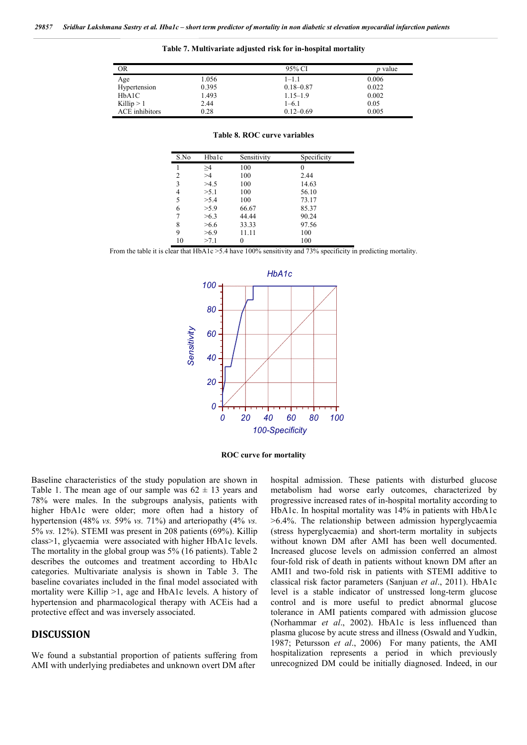**Table 7. Multivariate adjusted risk for in-hospital mortality**

| OR | | 95% CI | *p* value |
|---|---|---|---|
| Age | 1.056 | 1–1.1 | 0.006 |
| Hypertension | 0.395 | 0.18–0.87 | 0.022 |
| HbA1C | 1.493 | 1.15–1.9 | 0.002 |
| Killip > 1 | 2.44 | 1–6.1 | 0.05 |
| ACE inhibitors | 0.28 | 0.12–0.69 | 0.005 |

**Table 8. ROC curve variables**

| S.No | Hba1c | Sensitivity | Specificity |
|---|---|---|---|
| 1 | ≥4 | 100 | 0 |
| 2 | >4 | 100 | 2.44 |
| 3 | >4.5 | 100 | 14.63 |
| 4 | >5.1 | 100 | 56.10 |
| 5 | >5.4 | 100 | 73.17 |
| 6 | >5.9 | 66.67 | 85.37 |
| 7 | >6.3 | 44.44 | 90.24 |
| 8 | >6.6 | 33.33 | 97.56 |
| 9 | >6.9 | 11.11 | 100 |
| 10 | >7.1 | 0 | 100 |

From the table it is clear that HbA1c >5.4 have 100% sensitivity and 73% specificity in predicting mortality.

**ROC curve for mortality**

Baseline characteristics of the study population are shown in Table 1. The mean age of our sample was 62 ± 13 years and 78% were males. In the subgroups analysis, patients with higher HbA1c were older; more often had a history of hypertension (48% *vs.* 59% *vs.* 71%) and arteriopathy (4% *vs.* 5% *vs.* 12%). STEMI was present in 208 patients (69%). Killip class>1, glycaemia were associated with higher HbA1c levels. The mortality in the global group was 5% (16 patients). Table 2 describes the outcomes and treatment according to HbA1c categories. Multivariate analysis is shown in Table 3. The baseline covariates included in the final model associated with mortality were Killip >1, age and HbA1c levels. A history of hypertension and pharmacological therapy with ACEis had a protective effect and was inversely associated.

## DISCUSSION

We found a substantial proportion of patients suffering from AMI with underlying prediabetes and unknown overt DM after hospital admission. These patients with disturbed glucose metabolism had worse early outcomes, characterized by progressive increased rates of in-hospital mortality according to HbA1c. In hospital mortality was 14% in patients with HbA1c >6.4%. The relationship between admission hyperglycaemia (stress hyperglycaemia) and short-term mortality in subjects without known DM after AMI has been well documented. Increased glucose levels on admission conferred an almost four-fold risk of death in patients without known DM after an AMI1 and two-fold risk in patients with STEMI additive to classical risk factor parameters (Sanjuan *et al*., 2011). HbA1c level is a stable indicator of unstressed long-term glucose control and is more useful to predict abnormal glucose tolerance in AMI patients compared with admission glucose (Norhammar *et al*., 2002). HbA1c is less influenced than plasma glucose by acute stress and illness (Oswald and Yudkin, 1987; Petursson *et al*., 2006) For many patients, the AMI hospitalization represents a period in which previously unrecognized DM could be initially diagnosed. Indeed, in our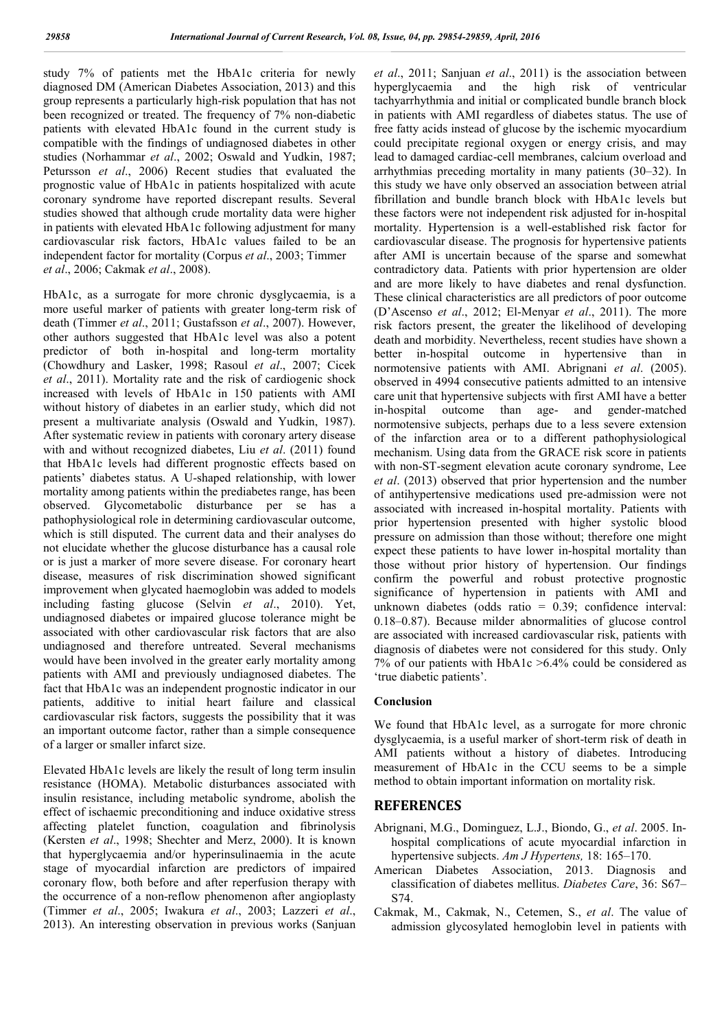study 7% of patients met the HbA1c criteria for newly diagnosed DM (American Diabetes Association, 2013) and this group represents a particularly high-risk population that has not been recognized or treated. The frequency of 7% non-diabetic patients with elevated HbA1c found in the current study is compatible with the findings of undiagnosed diabetes in other studies (Norhammar *et al*., 2002; Oswald and Yudkin, 1987; Petursson *et al*., 2006) Recent studies that evaluated the prognostic value of HbA1c in patients hospitalized with acute coronary syndrome have reported discrepant results. Several studies showed that although crude mortality data were higher in patients with elevated HbA1c following adjustment for many cardiovascular risk factors, HbA1c values failed to be an independent factor for mortality (Corpus *et al*., 2003; Timmer *et al*., 2006; Cakmak *et al*., 2008).

HbA1c, as a surrogate for more chronic dysglycaemia, is a more useful marker of patients with greater long-term risk of death (Timmer *et al*., 2011; Gustafsson *et al*., 2007). However, other authors suggested that HbA1c level was also a potent predictor of both in-hospital and long-term mortality (Chowdhury and Lasker, 1998; Rasoul *et al*., 2007; Cicek *et al*., 2011). Mortality rate and the risk of cardiogenic shock increased with levels of HbA1c in 150 patients with AMI without history of diabetes in an earlier study, which did not present a multivariate analysis (Oswald and Yudkin, 1987). After systematic review in patients with coronary artery disease with and without recognized diabetes, Liu *et al*. (2011) found that HbA1c levels had different prognostic effects based on patients' diabetes status. A U-shaped relationship, with lower mortality among patients within the prediabetes range, has been observed. Glycometabolic disturbance per se has a pathophysiological role in determining cardiovascular outcome, which is still disputed. The current data and their analyses do not elucidate whether the glucose disturbance has a causal role or is just a marker of more severe disease. For coronary heart disease, measures of risk discrimination showed significant improvement when glycated haemoglobin was added to models including fasting glucose (Selvin *et al*., 2010). Yet, undiagnosed diabetes or impaired glucose tolerance might be associated with other cardiovascular risk factors that are also undiagnosed and therefore untreated. Several mechanisms would have been involved in the greater early mortality among patients with AMI and previously undiagnosed diabetes. The fact that HbA1c was an independent prognostic indicator in our patients, additive to initial heart failure and classical cardiovascular risk factors, suggests the possibility that it was an important outcome factor, rather than a simple consequence of a larger or smaller infarct size.

Elevated HbA1c levels are likely the result of long term insulin resistance (HOMA). Metabolic disturbances associated with insulin resistance, including metabolic syndrome, abolish the effect of ischaemic preconditioning and induce oxidative stress affecting platelet function, coagulation and fibrinolysis (Kersten *et al*., 1998; Shechter and Merz, 2000). It is known that hyperglycaemia and/or hyperinsulinaemia in the acute stage of myocardial infarction are predictors of impaired coronary flow, both before and after reperfusion therapy with the occurrence of a non-reflow phenomenon after angioplasty (Timmer *et al*., 2005; Iwakura *et al*., 2003; Lazzeri *et al*., 2013). An interesting observation in previous works (Sanjuan *et al*., 2011; Sanjuan *et al*., 2011) is the association between hyperglycaemia and the high risk of ventricular tachyarrhythmia and initial or complicated bundle branch block in patients with AMI regardless of diabetes status. The use of free fatty acids instead of glucose by the ischemic myocardium could precipitate regional oxygen or energy crisis, and may lead to damaged cardiac-cell membranes, calcium overload and arrhythmias preceding mortality in many patients (30–32). In this study we have only observed an association between atrial fibrillation and bundle branch block with HbA1c levels but these factors were not independent risk adjusted for in-hospital mortality. Hypertension is a well-established risk factor for cardiovascular disease. The prognosis for hypertensive patients after AMI is uncertain because of the sparse and somewhat contradictory data. Patients with prior hypertension are older and are more likely to have diabetes and renal dysfunction. These clinical characteristics are all predictors of poor outcome (D'Ascenso *et al*., 2012; El-Menyar *et al*., 2011). The more risk factors present, the greater the likelihood of developing death and morbidity. Nevertheless, recent studies have shown a better in-hospital outcome in hypertensive than in normotensive patients with AMI. Abrignani *et al*. (2005). observed in 4994 consecutive patients admitted to an intensive care unit that hypertensive subjects with first AMI have a better in-hospital outcome than age- and gender-matched normotensive subjects, perhaps due to a less severe extension of the infarction area or to a different pathophysiological mechanism. Using data from the GRACE risk score in patients with non-ST-segment elevation acute coronary syndrome, Lee *et al*. (2013) observed that prior hypertension and the number of antihypertensive medications used pre-admission were not associated with increased in-hospital mortality. Patients with prior hypertension presented with higher systolic blood pressure on admission than those without; therefore one might expect these patients to have lower in-hospital mortality than those without prior history of hypertension. Our findings confirm the powerful and robust protective prognostic significance of hypertension in patients with AMI and unknown diabetes (odds ratio = 0.39; confidence interval: 0.18–0.87). Because milder abnormalities of glucose control are associated with increased cardiovascular risk, patients with diagnosis of diabetes were not considered for this study. Only 7% of our patients with HbA1c >6.4% could be considered as 'true diabetic patients'.

### Conclusion

We found that HbA1c level, as a surrogate for more chronic dysglycaemia, is a useful marker of short-term risk of death in AMI patients without a history of diabetes. Introducing measurement of HbA1c in the CCU seems to be a simple method to obtain important information on mortality risk.

## REFERENCES

Abrignani, M.G., Dominguez, L.J., Biondo, G., *et al*. 2005. In-hospital complications of acute myocardial infarction in hypertensive subjects. *Am J Hypertens,* 18: 165–170.

American Diabetes Association, 2013. Diagnosis and classification of diabetes mellitus. *Diabetes Care*, 36: S67–S74.

Cakmak, M., Cakmak, N., Cetemen, S., *et al*. The value of admission glycosylated hemoglobin level in patients with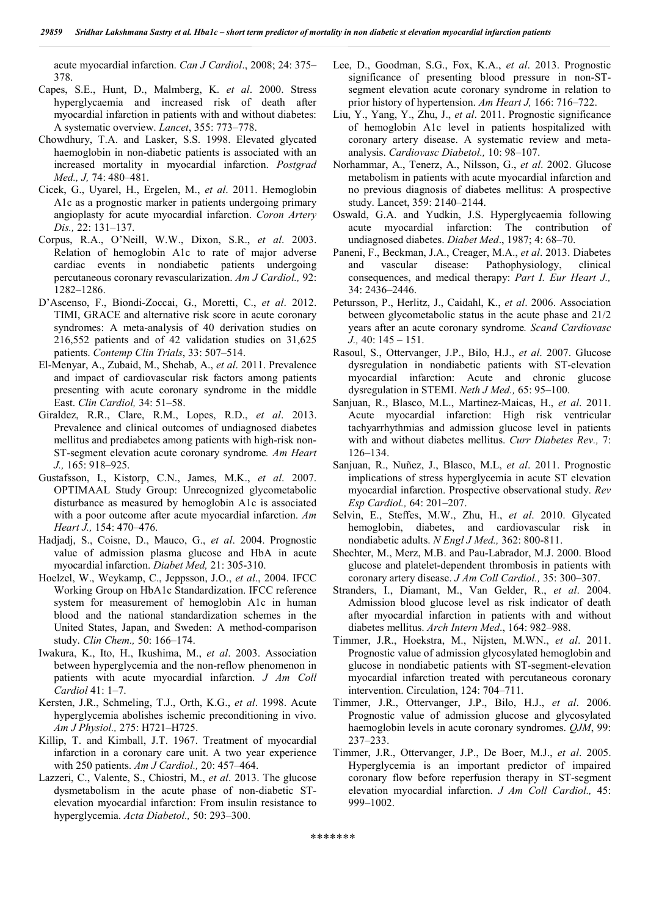acute myocardial infarction. *Can J Cardiol*., 2008; 24: 375–378.

Capes, S.E., Hunt, D., Malmberg, K. *et al*. 2000. Stress hyperglycaemia and increased risk of death after myocardial infarction in patients with and without diabetes: A systematic overview. *Lancet*, 355: 773–778.

Chowdhury, T.A. and Lasker, S.S. 1998. Elevated glycated haemoglobin in non-diabetic patients is associated with an increased mortality in myocardial infarction. *Postgrad Med., J,* 74: 480–481.

Cicek, G., Uyarel, H., Ergelen, M., *et al*. 2011. Hemoglobin A1c as a prognostic marker in patients undergoing primary angioplasty for acute myocardial infarction. *Coron Artery Dis.,* 22: 131–137.

Corpus, R.A., O'Neill, W.W., Dixon, S.R., *et al*. 2003. Relation of hemoglobin A1c to rate of major adverse cardiac events in nondiabetic patients undergoing percutaneous coronary revascularization. *Am J Cardiol.,* 92: 1282–1286.

D'Ascenso, F., Biondi-Zoccai, G., Moretti, C., *et al*. 2012. TIMI, GRACE and alternative risk score in acute coronary syndromes: A meta-analysis of 40 derivation studies on 216,552 patients and of 42 validation studies on 31,625 patients. *Contemp Clin Trials*, 33: 507–514.

El-Menyar, A., Zubaid, M., Shehab, A., *et al*. 2011. Prevalence and impact of cardiovascular risk factors among patients presenting with acute coronary syndrome in the middle East. *Clin Cardiol,* 34: 51–58.

Giraldez, R.R., Clare, R.M., Lopes, R.D., *et al*. 2013. Prevalence and clinical outcomes of undiagnosed diabetes mellitus and prediabetes among patients with high-risk non-ST-segment elevation acute coronary syndrome*. Am Heart J.,* 165: 918–925.

Gustafsson, I., Kistorp, C.N., James, M.K., *et al*. 2007. OPTIMAAL Study Group: Unrecognized glycometabolic disturbance as measured by hemoglobin A1c is associated with a poor outcome after acute myocardial infarction. *Am Heart J.,* 154: 470–476.

Hadjadj, S., Coisne, D., Mauco, G., *et al*. 2004. Prognostic value of admission plasma glucose and HbA in acute myocardial infarction. *Diabet Med,* 21: 305-310.

Hoelzel, W., Weykamp, C., Jeppsson, J.O., *et al*., 2004. IFCC Working Group on HbA1c Standardization. IFCC reference system for measurement of hemoglobin A1c in human blood and the national standardization schemes in the United States, Japan, and Sweden: A method-comparison study. *Clin Chem.,* 50: 166–174.

Iwakura, K., Ito, H., Ikushima, M., *et al*. 2003. Association between hyperglycemia and the non-reflow phenomenon in patients with acute myocardial infarction. *J Am Coll Cardiol* 41: 1–7.

Kersten, J.R., Schmeling, T.J., Orth, K.G., *et al*. 1998. Acute hyperglycemia abolishes ischemic preconditioning in vivo. *Am J Physiol.,* 275: H721–H725.

Killip, T. and Kimball, J.T. 1967. Treatment of myocardial infarction in a coronary care unit. A two year experience with 250 patients. *Am J Cardiol.,* 20: 457–464.

Lazzeri, C., Valente, S., Chiostri, M., *et al*. 2013. The glucose dysmetabolism in the acute phase of non-diabetic ST-elevation myocardial infarction: From insulin resistance to hyperglycemia. *Acta Diabetol.,* 50: 293–300.

Lee, D., Goodman, S.G., Fox, K.A., *et al*. 2013. Prognostic significance of presenting blood pressure in non-ST-segment elevation acute coronary syndrome in relation to prior history of hypertension. *Am Heart J,* 166: 716–722.

Liu, Y., Yang, Y., Zhu, J., *et al*. 2011. Prognostic significance of hemoglobin A1c level in patients hospitalized with coronary artery disease. A systematic review and meta-analysis. *Cardiovasc Diabetol.,* 10: 98–107.

Norhammar, A., Tenerz, A., Nilsson, G., *et al*. 2002. Glucose metabolism in patients with acute myocardial infarction and no previous diagnosis of diabetes mellitus: A prospective study. Lancet, 359: 2140–2144.

Oswald, G.A. and Yudkin, J.S. Hyperglycaemia following acute myocardial infarction: The contribution of undiagnosed diabetes. *Diabet Med*., 1987; 4: 68–70.

Paneni, F., Beckman, J.A., Creager, M.A., *et al*. 2013. Diabetes and vascular disease: Pathophysiology, clinical consequences, and medical therapy: *Part I. Eur Heart J.,* 34: 2436–2446.

Petursson, P., Herlitz, J., Caidahl, K., *et al*. 2006. Association between glycometabolic status in the acute phase and 21/2 years after an acute coronary syndrome*. Scand Cardiovasc J.,* 40: 145 – 151.

Rasoul, S., Ottervanger, J.P., Bilo, H.J., *et al*. 2007. Glucose dysregulation in nondiabetic patients with ST-elevation myocardial infarction: Acute and chronic glucose dysregulation in STEMI. *Neth J Med.,* 65: 95–100.

Sanjuan, R., Blasco, M.L., Martinez-Maicas, H., *et al*. 2011. Acute myocardial infarction: High risk ventricular tachyarrhythmias and admission glucose level in patients with and without diabetes mellitus. *Curr Diabetes Rev.,* 7: 126–134.

Sanjuan, R., Nuñez, J., Blasco, M.L, *et al*. 2011. Prognostic implications of stress hyperglycemia in acute ST elevation myocardial infarction. Prospective observational study. *Rev Esp Cardiol.,* 64: 201–207.

Selvin, E., Steffes, M.W., Zhu, H., *et al*. 2010. Glycated hemoglobin, diabetes, and cardiovascular risk in nondiabetic adults. *N Engl J Med.,* 362: 800-811.

Shechter, M., Merz, M.B. and Pau-Labrador, M.J. 2000. Blood glucose and platelet-dependent thrombosis in patients with coronary artery disease. *J Am Coll Cardiol.,* 35: 300–307.

Stranders, I., Diamant, M., Van Gelder, R., *et al*. 2004. Admission blood glucose level as risk indicator of death after myocardial infarction in patients with and without diabetes mellitus. *Arch Intern Med*., 164: 982–988.

Timmer, J.R., Hoekstra, M., Nijsten, M.WN., *et al*. 2011. Prognostic value of admission glycosylated hemoglobin and glucose in nondiabetic patients with ST-segment-elevation myocardial infarction treated with percutaneous coronary intervention. Circulation, 124: 704–711.

Timmer, J.R., Ottervanger, J.P., Bilo, H.J., *et al*. 2006. Prognostic value of admission glucose and glycosylated haemoglobin levels in acute coronary syndromes. *QJM*, 99: 237–233.

Timmer, J.R., Ottervanger, J.P., De Boer, M.J., *et al*. 2005. Hyperglycemia is an important predictor of impaired coronary flow before reperfusion therapy in ST-segment elevation myocardial infarction. *J Am Coll Cardiol.,* 45: 999–1002.

*******